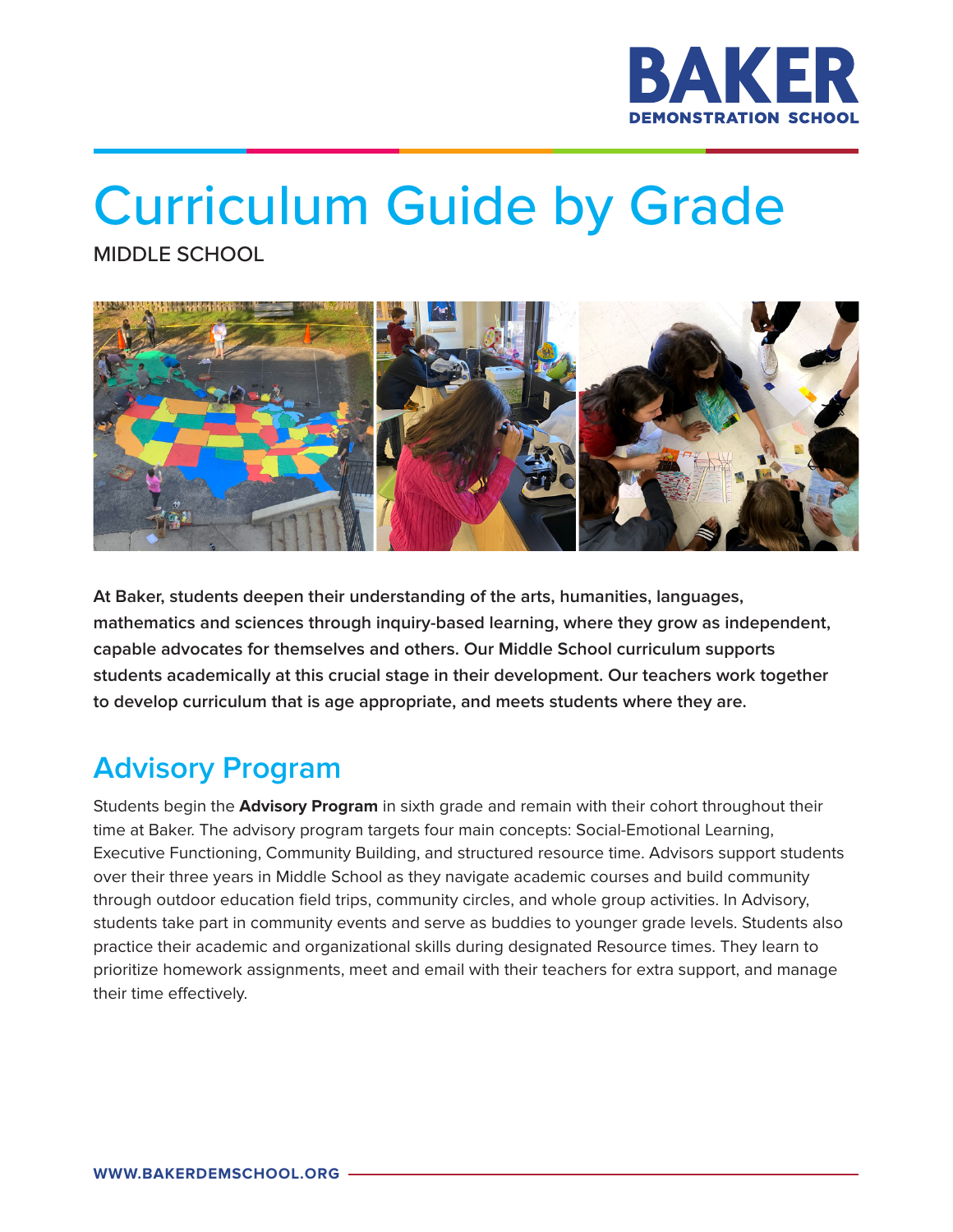BAKER
DEMONSTRATION SCHOOL

# Curriculum Guide by Grade

MIDDLE SCHOOL

**At Baker, students deepen their understanding of the arts, humanities, languages, mathematics and sciences through inquiry-based learning, where they grow as independent, capable advocates for themselves and others. Our Middle School curriculum supports students academically at this crucial stage in their development. Our teachers work together to develop curriculum that is age appropriate, and meets students where they are.**

## Advisory Program

Students begin the **Advisory Program** in sixth grade and remain with their cohort throughout their time at Baker. The advisory program targets four main concepts: Social-Emotional Learning, Executive Functioning, Community Building, and structured resource time. Advisors support students over their three years in Middle School as they navigate academic courses and build community through outdoor education field trips, community circles, and whole group activities. In Advisory, students take part in community events and serve as buddies to younger grade levels. Students also practice their academic and organizational skills during designated Resource times. They learn to prioritize homework assignments, meet and email with their teachers for extra support, and manage their time effectively.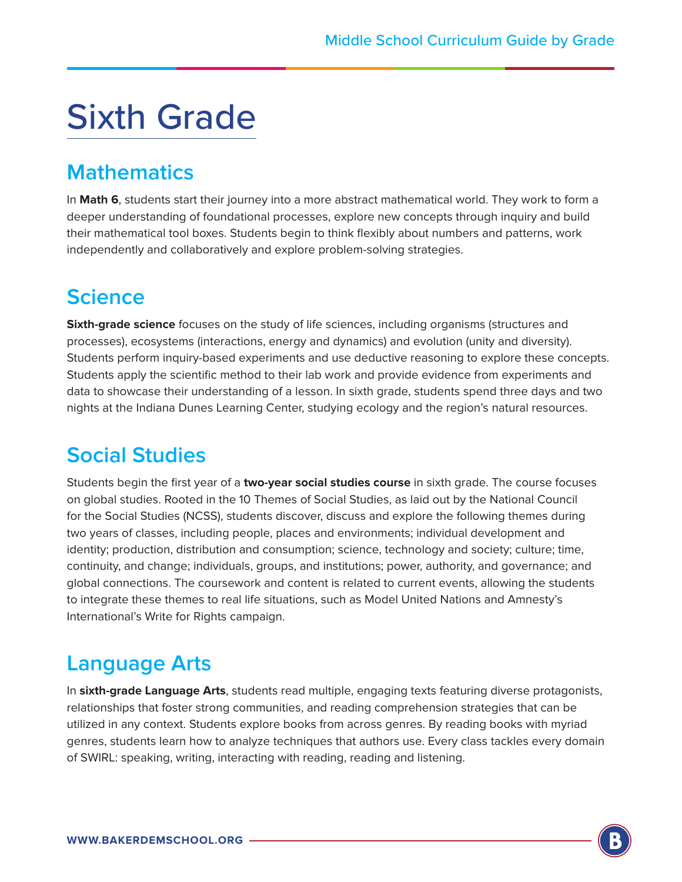# Sixth Grade

## Mathematics

In **Math 6**, students start their journey into a more abstract mathematical world. They work to form a deeper understanding of foundational processes, explore new concepts through inquiry and build their mathematical tool boxes. Students begin to think flexibly about numbers and patterns, work independently and collaboratively and explore problem-solving strategies.

## Science

**Sixth-grade science** focuses on the study of life sciences, including organisms (structures and processes), ecosystems (interactions, energy and dynamics) and evolution (unity and diversity). Students perform inquiry-based experiments and use deductive reasoning to explore these concepts. Students apply the scientific method to their lab work and provide evidence from experiments and data to showcase their understanding of a lesson. In sixth grade, students spend three days and two nights at the Indiana Dunes Learning Center, studying ecology and the region's natural resources.

## Social Studies

Students begin the first year of a **two-year social studies course** in sixth grade. The course focuses on global studies. Rooted in the 10 Themes of Social Studies, as laid out by the National Council for the Social Studies (NCSS), students discover, discuss and explore the following themes during two years of classes, including people, places and environments; individual development and identity; production, distribution and consumption; science, technology and society; culture; time, continuity, and change; individuals, groups, and institutions; power, authority, and governance; and global connections. The coursework and content is related to current events, allowing the students to integrate these themes to real life situations, such as Model United Nations and Amnesty's International's Write for Rights campaign.

## Language Arts

In **sixth-grade Language Arts**, students read multiple, engaging texts featuring diverse protagonists, relationships that foster strong communities, and reading comprehension strategies that can be utilized in any context. Students explore books from across genres. By reading books with myriad genres, students learn how to analyze techniques that authors use. Every class tackles every domain of SWIRL: speaking, writing, interacting with reading, reading and listening.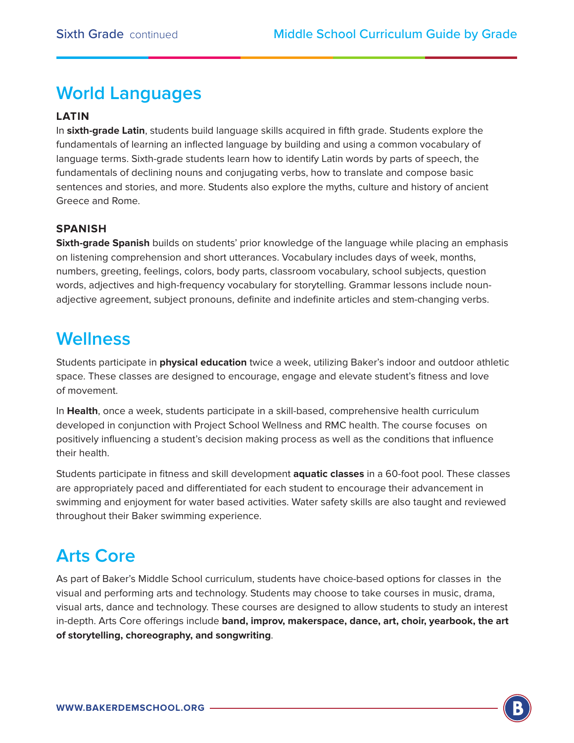# World Languages

### LATIN

In **sixth-grade Latin**, students build language skills acquired in fifth grade. Students explore the fundamentals of learning an inflected language by building and using a common vocabulary of language terms. Sixth-grade students learn how to identify Latin words by parts of speech, the fundamentals of declining nouns and conjugating verbs, how to translate and compose basic sentences and stories, and more. Students also explore the myths, culture and history of ancient Greece and Rome.

### SPANISH

**Sixth-grade Spanish** builds on students' prior knowledge of the language while placing an emphasis on listening comprehension and short utterances. Vocabulary includes days of week, months, numbers, greeting, feelings, colors, body parts, classroom vocabulary, school subjects, question words, adjectives and high-frequency vocabulary for storytelling. Grammar lessons include noun-adjective agreement, subject pronouns, definite and indefinite articles and stem-changing verbs.

# Wellness

Students participate in **physical education** twice a week, utilizing Baker's indoor and outdoor athletic space. These classes are designed to encourage, engage and elevate student's fitness and love of movement.

In **Health**, once a week, students participate in a skill-based, comprehensive health curriculum developed in conjunction with Project School Wellness and RMC health. The course focuses on positively influencing a student's decision making process as well as the conditions that influence their health.

Students participate in fitness and skill development **aquatic classes** in a 60-foot pool. These classes are appropriately paced and differentiated for each student to encourage their advancement in swimming and enjoyment for water based activities. Water safety skills are also taught and reviewed throughout their Baker swimming experience.

# Arts Core

As part of Baker's Middle School curriculum, students have choice-based options for classes in the visual and performing arts and technology. Students may choose to take courses in music, drama, visual arts, dance and technology. These courses are designed to allow students to study an interest in-depth. Arts Core offerings include **band, improv, makerspace, dance, art, choir, yearbook, the art of storytelling, choreography, and songwriting**.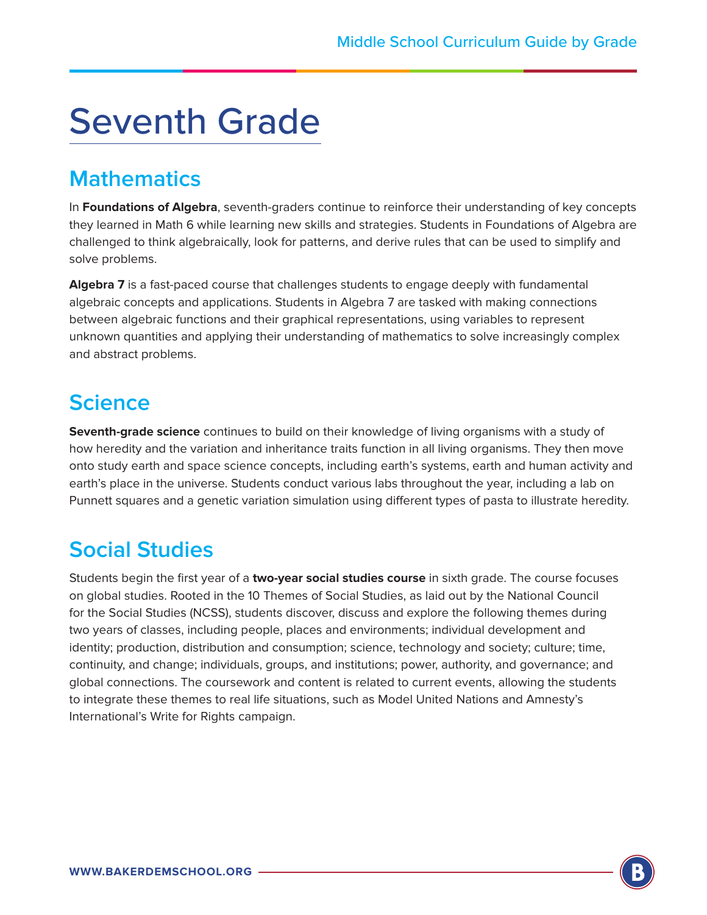# Seventh Grade

## Mathematics

In **Foundations of Algebra**, seventh-graders continue to reinforce their understanding of key concepts they learned in Math 6 while learning new skills and strategies. Students in Foundations of Algebra are challenged to think algebraically, look for patterns, and derive rules that can be used to simplify and solve problems.

**Algebra 7** is a fast-paced course that challenges students to engage deeply with fundamental algebraic concepts and applications. Students in Algebra 7 are tasked with making connections between algebraic functions and their graphical representations, using variables to represent unknown quantities and applying their understanding of mathematics to solve increasingly complex and abstract problems.

## Science

**Seventh-grade science** continues to build on their knowledge of living organisms with a study of how heredity and the variation and inheritance traits function in all living organisms. They then move onto study earth and space science concepts, including earth's systems, earth and human activity and earth's place in the universe. Students conduct various labs throughout the year, including a lab on Punnett squares and a genetic variation simulation using different types of pasta to illustrate heredity.

## Social Studies

Students begin the first year of a **two-year social studies course** in sixth grade. The course focuses on global studies. Rooted in the 10 Themes of Social Studies, as laid out by the National Council for the Social Studies (NCSS), students discover, discuss and explore the following themes during two years of classes, including people, places and environments; individual development and identity; production, distribution and consumption; science, technology and society; culture; time, continuity, and change; individuals, groups, and institutions; power, authority, and governance; and global connections. The coursework and content is related to current events, allowing the students to integrate these themes to real life situations, such as Model United Nations and Amnesty's International's Write for Rights campaign.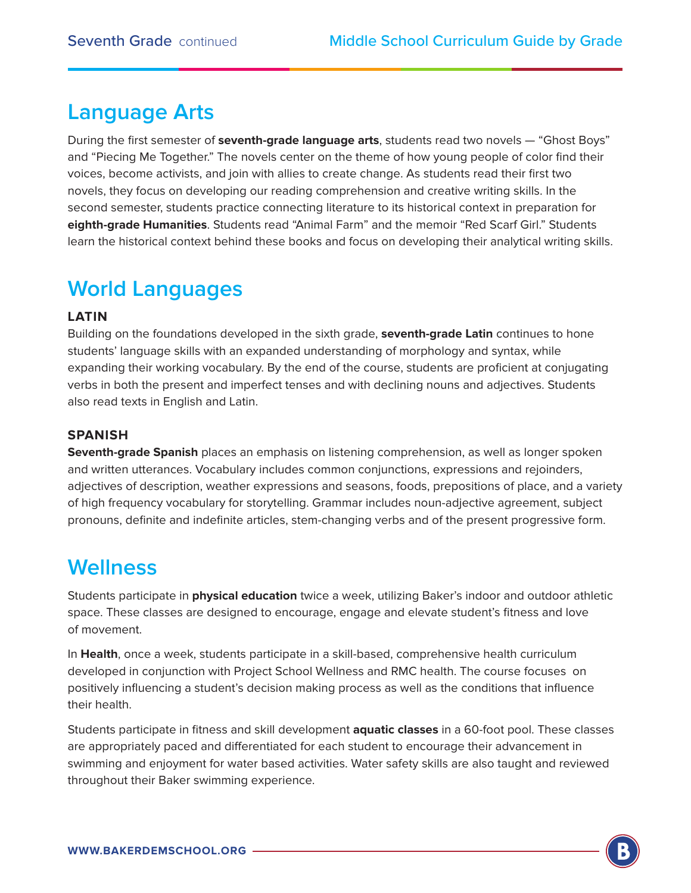## Language Arts

During the first semester of **seventh-grade language arts**, students read two novels — "Ghost Boys" and "Piecing Me Together." The novels center on the theme of how young people of color find their voices, become activists, and join with allies to create change. As students read their first two novels, they focus on developing our reading comprehension and creative writing skills. In the second semester, students practice connecting literature to its historical context in preparation for **eighth-grade Humanities**. Students read "Animal Farm" and the memoir "Red Scarf Girl." Students learn the historical context behind these books and focus on developing their analytical writing skills.

## World Languages

### LATIN

Building on the foundations developed in the sixth grade, **seventh-grade Latin** continues to hone students' language skills with an expanded understanding of morphology and syntax, while expanding their working vocabulary. By the end of the course, students are proficient at conjugating verbs in both the present and imperfect tenses and with declining nouns and adjectives. Students also read texts in English and Latin.

### SPANISH

**Seventh-grade Spanish** places an emphasis on listening comprehension, as well as longer spoken and written utterances. Vocabulary includes common conjunctions, expressions and rejoinders, adjectives of description, weather expressions and seasons, foods, prepositions of place, and a variety of high frequency vocabulary for storytelling. Grammar includes noun-adjective agreement, subject pronouns, definite and indefinite articles, stem-changing verbs and of the present progressive form.

## Wellness

Students participate in **physical education** twice a week, utilizing Baker's indoor and outdoor athletic space. These classes are designed to encourage, engage and elevate student's fitness and love of movement.

In **Health**, once a week, students participate in a skill-based, comprehensive health curriculum developed in conjunction with Project School Wellness and RMC health. The course focuses on positively influencing a student's decision making process as well as the conditions that influence their health.

Students participate in fitness and skill development **aquatic classes** in a 60-foot pool. These classes are appropriately paced and differentiated for each student to encourage their advancement in swimming and enjoyment for water based activities. Water safety skills are also taught and reviewed throughout their Baker swimming experience.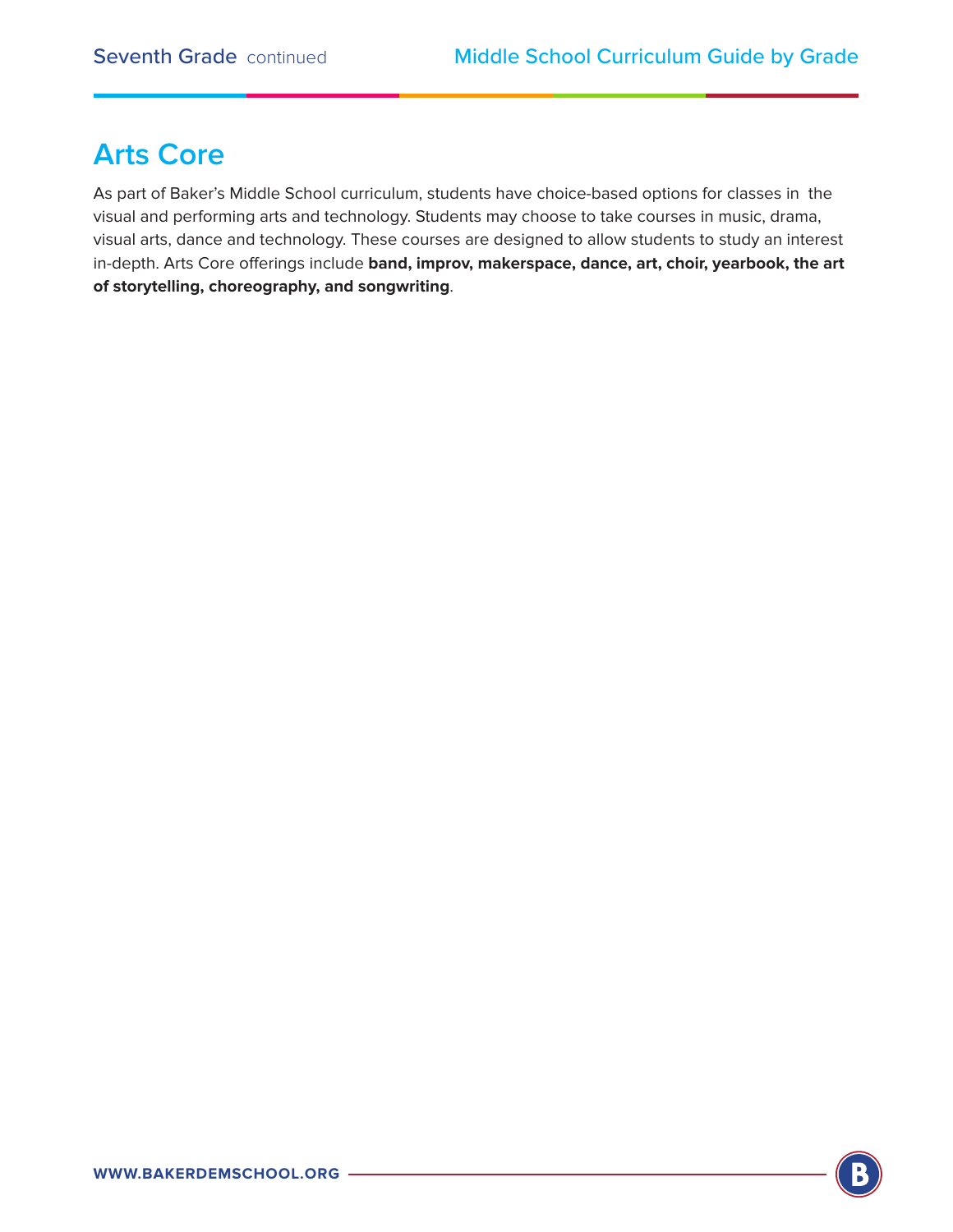## Arts Core

As part of Baker's Middle School curriculum, students have choice-based options for classes in the visual and performing arts and technology. Students may choose to take courses in music, drama, visual arts, dance and technology. These courses are designed to allow students to study an interest in-depth. Arts Core offerings include **band, improv, makerspace, dance, art, choir, yearbook, the art of storytelling, choreography, and songwriting**.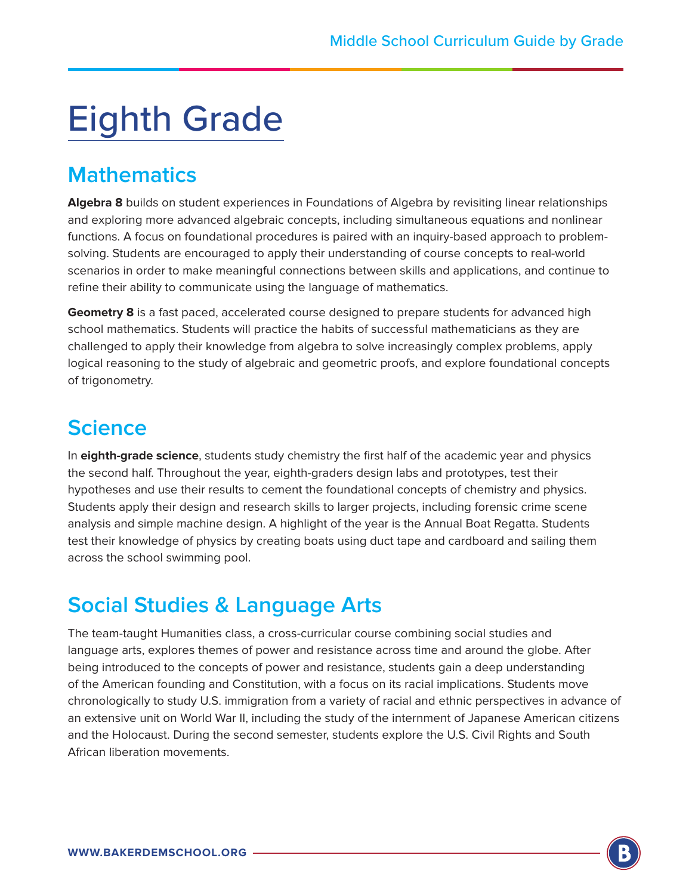# Eighth Grade

## Mathematics

**Algebra 8** builds on student experiences in Foundations of Algebra by revisiting linear relationships and exploring more advanced algebraic concepts, including simultaneous equations and nonlinear functions. A focus on foundational procedures is paired with an inquiry-based approach to problem-solving. Students are encouraged to apply their understanding of course concepts to real-world scenarios in order to make meaningful connections between skills and applications, and continue to refine their ability to communicate using the language of mathematics.

**Geometry 8** is a fast paced, accelerated course designed to prepare students for advanced high school mathematics. Students will practice the habits of successful mathematicians as they are challenged to apply their knowledge from algebra to solve increasingly complex problems, apply logical reasoning to the study of algebraic and geometric proofs, and explore foundational concepts of trigonometry.

## Science

In **eighth-grade science**, students study chemistry the first half of the academic year and physics the second half. Throughout the year, eighth-graders design labs and prototypes, test their hypotheses and use their results to cement the foundational concepts of chemistry and physics. Students apply their design and research skills to larger projects, including forensic crime scene analysis and simple machine design. A highlight of the year is the Annual Boat Regatta. Students test their knowledge of physics by creating boats using duct tape and cardboard and sailing them across the school swimming pool.

## Social Studies & Language Arts

The team-taught Humanities class, a cross-curricular course combining social studies and language arts, explores themes of power and resistance across time and around the globe. After being introduced to the concepts of power and resistance, students gain a deep understanding of the American founding and Constitution, with a focus on its racial implications. Students move chronologically to study U.S. immigration from a variety of racial and ethnic perspectives in advance of an extensive unit on World War II, including the study of the internment of Japanese American citizens and the Holocaust. During the second semester, students explore the U.S. Civil Rights and South African liberation movements.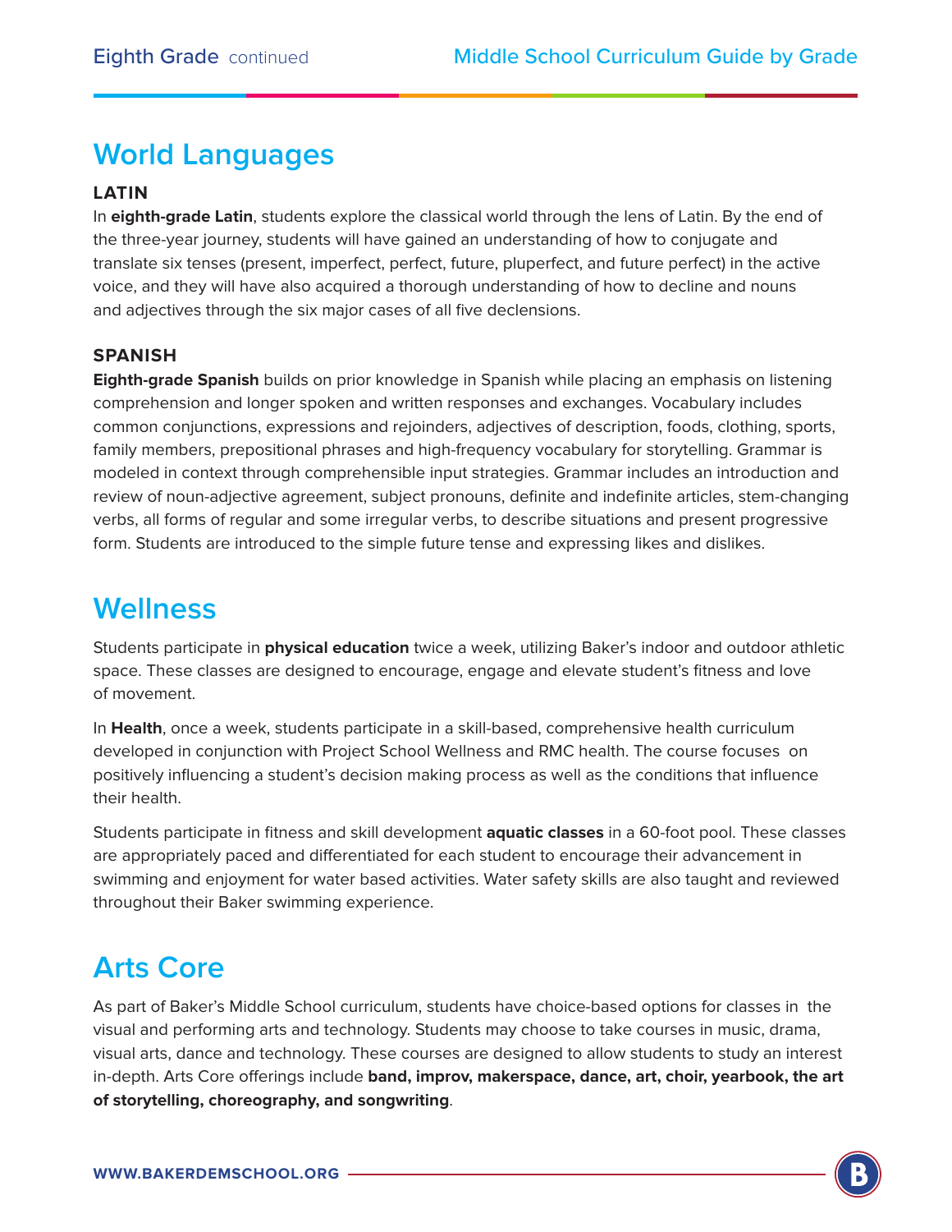## World Languages

### LATIN

In **eighth-grade Latin**, students explore the classical world through the lens of Latin. By the end of the three-year journey, students will have gained an understanding of how to conjugate and translate six tenses (present, imperfect, perfect, future, pluperfect, and future perfect) in the active voice, and they will have also acquired a thorough understanding of how to decline and nouns and adjectives through the six major cases of all five declensions.

### SPANISH

**Eighth-grade Spanish** builds on prior knowledge in Spanish while placing an emphasis on listening comprehension and longer spoken and written responses and exchanges. Vocabulary includes common conjunctions, expressions and rejoinders, adjectives of description, foods, clothing, sports, family members, prepositional phrases and high-frequency vocabulary for storytelling. Grammar is modeled in context through comprehensible input strategies. Grammar includes an introduction and review of noun-adjective agreement, subject pronouns, definite and indefinite articles, stem-changing verbs, all forms of regular and some irregular verbs, to describe situations and present progressive form. Students are introduced to the simple future tense and expressing likes and dislikes.

## Wellness

Students participate in **physical education** twice a week, utilizing Baker's indoor and outdoor athletic space. These classes are designed to encourage, engage and elevate student's fitness and love of movement.

In **Health**, once a week, students participate in a skill-based, comprehensive health curriculum developed in conjunction with Project School Wellness and RMC health. The course focuses on positively influencing a student's decision making process as well as the conditions that influence their health.

Students participate in fitness and skill development **aquatic classes** in a 60-foot pool. These classes are appropriately paced and differentiated for each student to encourage their advancement in swimming and enjoyment for water based activities. Water safety skills are also taught and reviewed throughout their Baker swimming experience.

## Arts Core

As part of Baker's Middle School curriculum, students have choice-based options for classes in the visual and performing arts and technology. Students may choose to take courses in music, drama, visual arts, dance and technology. These courses are designed to allow students to study an interest in-depth. Arts Core offerings include **band, improv, makerspace, dance, art, choir, yearbook, the art of storytelling, choreography, and songwriting**.